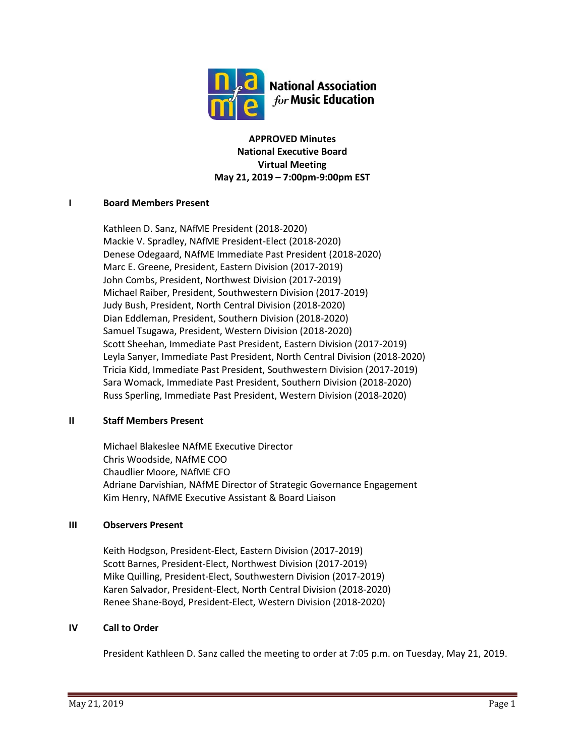National Association for Music Education

**APPROVED Minutes**
**National Executive Board**
**Virtual Meeting**
**May 21, 2019 – 7:00pm-9:00pm EST**

## I Board Members Present

Kathleen D. Sanz, NAfME President (2018-2020)
Mackie V. Spradley, NAfME President-Elect (2018-2020)
Denese Odegaard, NAfME Immediate Past President (2018-2020)
Marc E. Greene, President, Eastern Division (2017-2019)
John Combs, President, Northwest Division (2017-2019)
Michael Raiber, President, Southwestern Division (2017-2019)
Judy Bush, President, North Central Division (2018-2020)
Dian Eddleman, President, Southern Division (2018-2020)
Samuel Tsugawa, President, Western Division (2018-2020)
Scott Sheehan, Immediate Past President, Eastern Division (2017-2019)
Leyla Sanyer, Immediate Past President, North Central Division (2018-2020)
Tricia Kidd, Immediate Past President, Southwestern Division (2017-2019)
Sara Womack, Immediate Past President, Southern Division (2018-2020)
Russ Sperling, Immediate Past President, Western Division (2018-2020)

## II Staff Members Present

Michael Blakeslee NAfME Executive Director
Chris Woodside, NAfME COO
Chaudlier Moore, NAfME CFO
Adriane Darvishian, NAfME Director of Strategic Governance Engagement
Kim Henry, NAfME Executive Assistant & Board Liaison

## III Observers Present

Keith Hodgson, President-Elect, Eastern Division (2017-2019)
Scott Barnes, President-Elect, Northwest Division (2017-2019)
Mike Quilling, President-Elect, Southwestern Division (2017-2019)
Karen Salvador, President-Elect, North Central Division (2018-2020)
Renee Shane-Boyd, President-Elect, Western Division (2018-2020)

## IV Call to Order

President Kathleen D. Sanz called the meeting to order at 7:05 p.m. on Tuesday, May 21, 2019.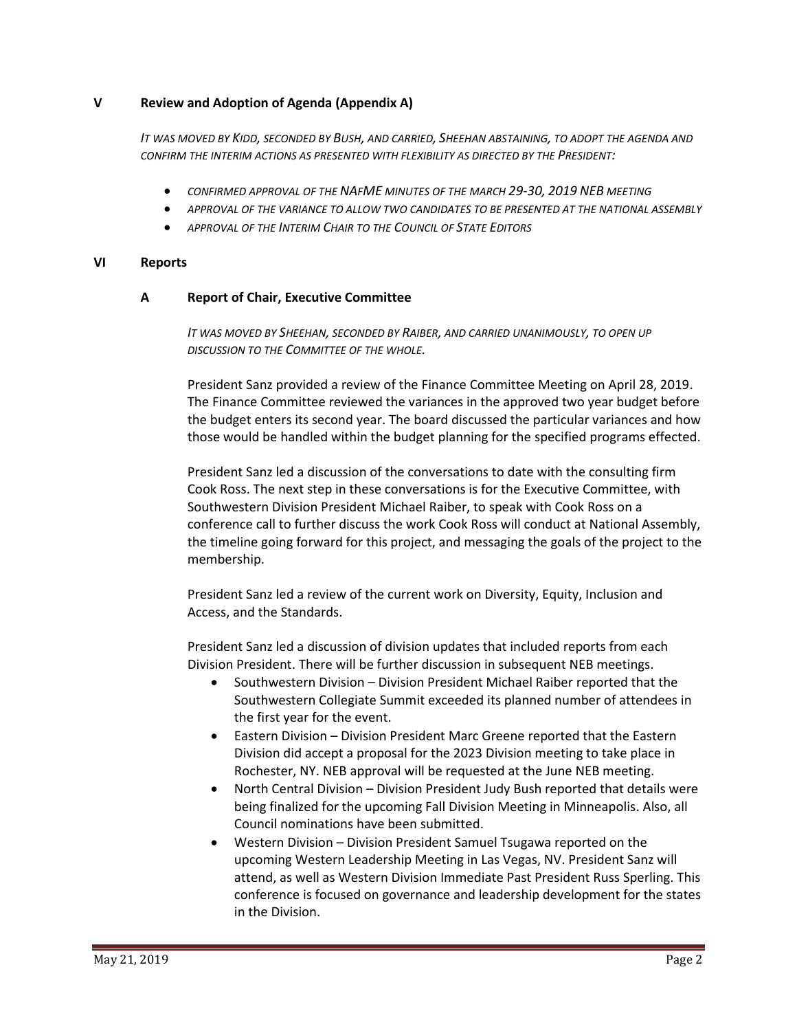## V Review and Adoption of Agenda (Appendix A)

*IT WAS MOVED BY KIDD, SECONDED BY BUSH, AND CARRIED, SHEEHAN ABSTAINING, TO ADOPT THE AGENDA AND CONFIRM THE INTERIM ACTIONS AS PRESENTED WITH FLEXIBILITY AS DIRECTED BY THE PRESIDENT:*

- *CONFIRMED APPROVAL OF THE NAFME MINUTES OF THE MARCH 29-30, 2019 NEB MEETING*
- *APPROVAL OF THE VARIANCE TO ALLOW TWO CANDIDATES TO BE PRESENTED AT THE NATIONAL ASSEMBLY*
- *APPROVAL OF THE INTERIM CHAIR TO THE COUNCIL OF STATE EDITORS*

## VI Reports

### A Report of Chair, Executive Committee

*IT WAS MOVED BY SHEEHAN, SECONDED BY RAIBER, AND CARRIED UNANIMOUSLY, TO OPEN UP DISCUSSION TO THE COMMITTEE OF THE WHOLE.*

President Sanz provided a review of the Finance Committee Meeting on April 28, 2019. The Finance Committee reviewed the variances in the approved two year budget before the budget enters its second year. The board discussed the particular variances and how those would be handled within the budget planning for the specified programs effected.

President Sanz led a discussion of the conversations to date with the consulting firm Cook Ross. The next step in these conversations is for the Executive Committee, with Southwestern Division President Michael Raiber, to speak with Cook Ross on a conference call to further discuss the work Cook Ross will conduct at National Assembly, the timeline going forward for this project, and messaging the goals of the project to the membership.

President Sanz led a review of the current work on Diversity, Equity, Inclusion and Access, and the Standards.

President Sanz led a discussion of division updates that included reports from each Division President. There will be further discussion in subsequent NEB meetings.

- Southwestern Division – Division President Michael Raiber reported that the Southwestern Collegiate Summit exceeded its planned number of attendees in the first year for the event.
- Eastern Division – Division President Marc Greene reported that the Eastern Division did accept a proposal for the 2023 Division meeting to take place in Rochester, NY. NEB approval will be requested at the June NEB meeting.
- North Central Division – Division President Judy Bush reported that details were being finalized for the upcoming Fall Division Meeting in Minneapolis. Also, all Council nominations have been submitted.
- Western Division – Division President Samuel Tsugawa reported on the upcoming Western Leadership Meeting in Las Vegas, NV. President Sanz will attend, as well as Western Division Immediate Past President Russ Sperling. This conference is focused on governance and leadership development for the states in the Division.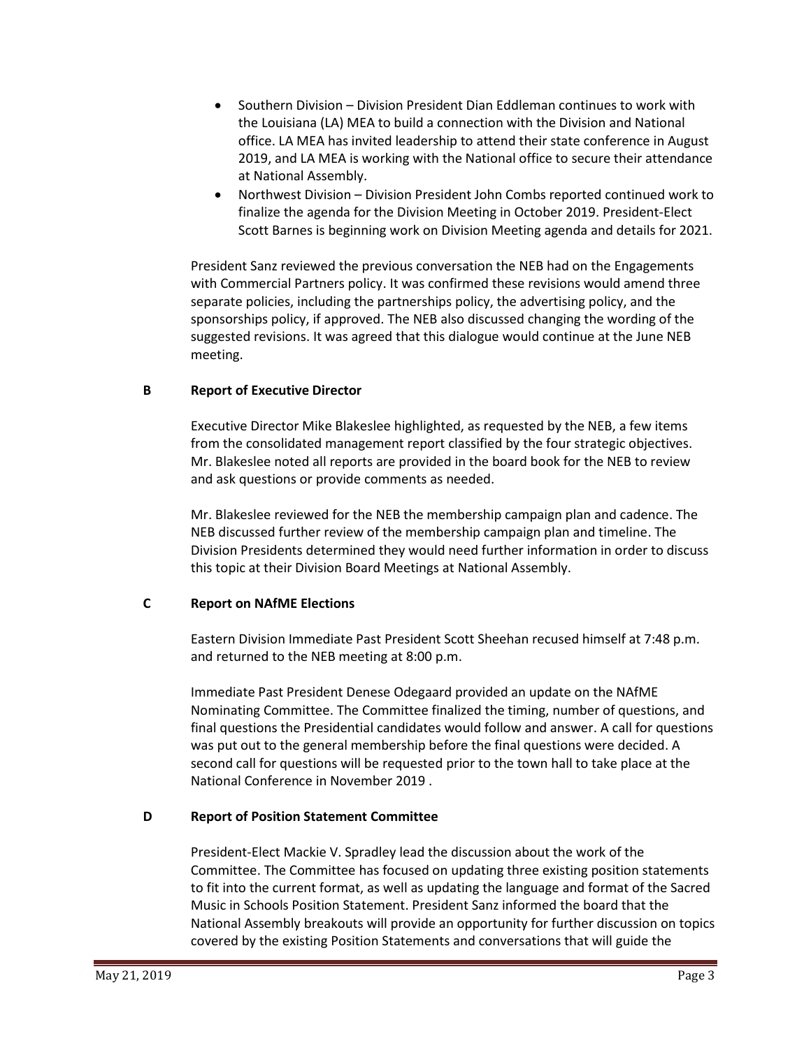- Southern Division – Division President Dian Eddleman continues to work with the Louisiana (LA) MEA to build a connection with the Division and National office. LA MEA has invited leadership to attend their state conference in August 2019, and LA MEA is working with the National office to secure their attendance at National Assembly.
- Northwest Division – Division President John Combs reported continued work to finalize the agenda for the Division Meeting in October 2019. President-Elect Scott Barnes is beginning work on Division Meeting agenda and details for 2021.

President Sanz reviewed the previous conversation the NEB had on the Engagements with Commercial Partners policy. It was confirmed these revisions would amend three separate policies, including the partnerships policy, the advertising policy, and the sponsorships policy, if approved. The NEB also discussed changing the wording of the suggested revisions. It was agreed that this dialogue would continue at the June NEB meeting.

## B Report of Executive Director

Executive Director Mike Blakeslee highlighted, as requested by the NEB, a few items from the consolidated management report classified by the four strategic objectives. Mr. Blakeslee noted all reports are provided in the board book for the NEB to review and ask questions or provide comments as needed.

Mr. Blakeslee reviewed for the NEB the membership campaign plan and cadence. The NEB discussed further review of the membership campaign plan and timeline. The Division Presidents determined they would need further information in order to discuss this topic at their Division Board Meetings at National Assembly.

## C Report on NAfME Elections

Eastern Division Immediate Past President Scott Sheehan recused himself at 7:48 p.m. and returned to the NEB meeting at 8:00 p.m.

Immediate Past President Denese Odegaard provided an update on the NAfME Nominating Committee. The Committee finalized the timing, number of questions, and final questions the Presidential candidates would follow and answer. A call for questions was put out to the general membership before the final questions were decided. A second call for questions will be requested prior to the town hall to take place at the National Conference in November 2019 .

## D Report of Position Statement Committee

President-Elect Mackie V. Spradley lead the discussion about the work of the Committee. The Committee has focused on updating three existing position statements to fit into the current format, as well as updating the language and format of the Sacred Music in Schools Position Statement. President Sanz informed the board that the National Assembly breakouts will provide an opportunity for further discussion on topics covered by the existing Position Statements and conversations that will guide the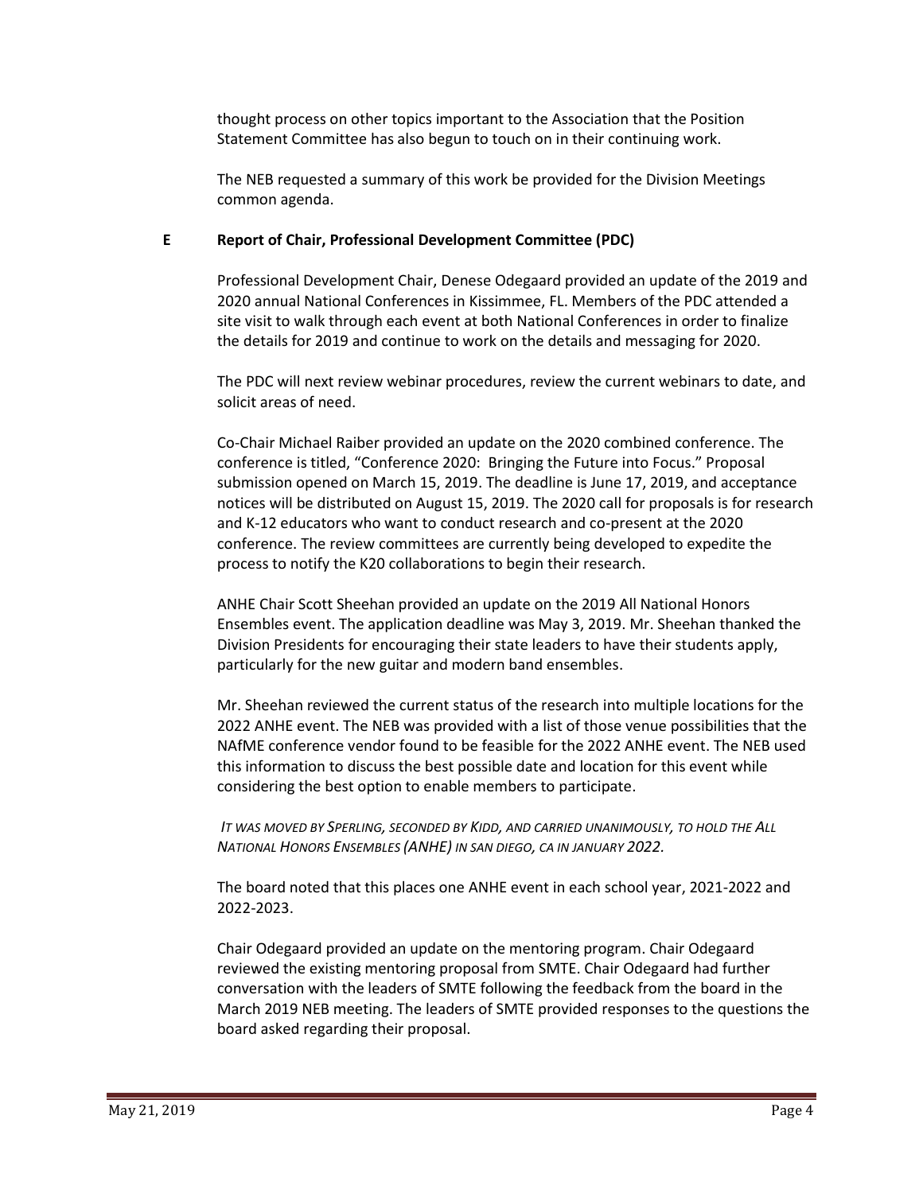thought process on other topics important to the Association that the Position Statement Committee has also begun to touch on in their continuing work.

The NEB requested a summary of this work be provided for the Division Meetings common agenda.

**E Report of Chair, Professional Development Committee (PDC)**

Professional Development Chair, Denese Odegaard provided an update of the 2019 and 2020 annual National Conferences in Kissimmee, FL. Members of the PDC attended a site visit to walk through each event at both National Conferences in order to finalize the details for 2019 and continue to work on the details and messaging for 2020.

The PDC will next review webinar procedures, review the current webinars to date, and solicit areas of need.

Co-Chair Michael Raiber provided an update on the 2020 combined conference. The conference is titled, "Conference 2020: Bringing the Future into Focus." Proposal submission opened on March 15, 2019. The deadline is June 17, 2019, and acceptance notices will be distributed on August 15, 2019. The 2020 call for proposals is for research and K-12 educators who want to conduct research and co-present at the 2020 conference. The review committees are currently being developed to expedite the process to notify the K20 collaborations to begin their research.

ANHE Chair Scott Sheehan provided an update on the 2019 All National Honors Ensembles event. The application deadline was May 3, 2019. Mr. Sheehan thanked the Division Presidents for encouraging their state leaders to have their students apply, particularly for the new guitar and modern band ensembles.

Mr. Sheehan reviewed the current status of the research into multiple locations for the 2022 ANHE event. The NEB was provided with a list of those venue possibilities that the NAfME conference vendor found to be feasible for the 2022 ANHE event. The NEB used this information to discuss the best possible date and location for this event while considering the best option to enable members to participate.

*IT WAS MOVED BY SPERLING, SECONDED BY KIDD, AND CARRIED UNANIMOUSLY, TO HOLD THE ALL NATIONAL HONORS ENSEMBLES (ANHE) IN SAN DIEGO, CA IN JANUARY 2022.*

The board noted that this places one ANHE event in each school year, 2021-2022 and 2022-2023.

Chair Odegaard provided an update on the mentoring program. Chair Odegaard reviewed the existing mentoring proposal from SMTE. Chair Odegaard had further conversation with the leaders of SMTE following the feedback from the board in the March 2019 NEB meeting. The leaders of SMTE provided responses to the questions the board asked regarding their proposal.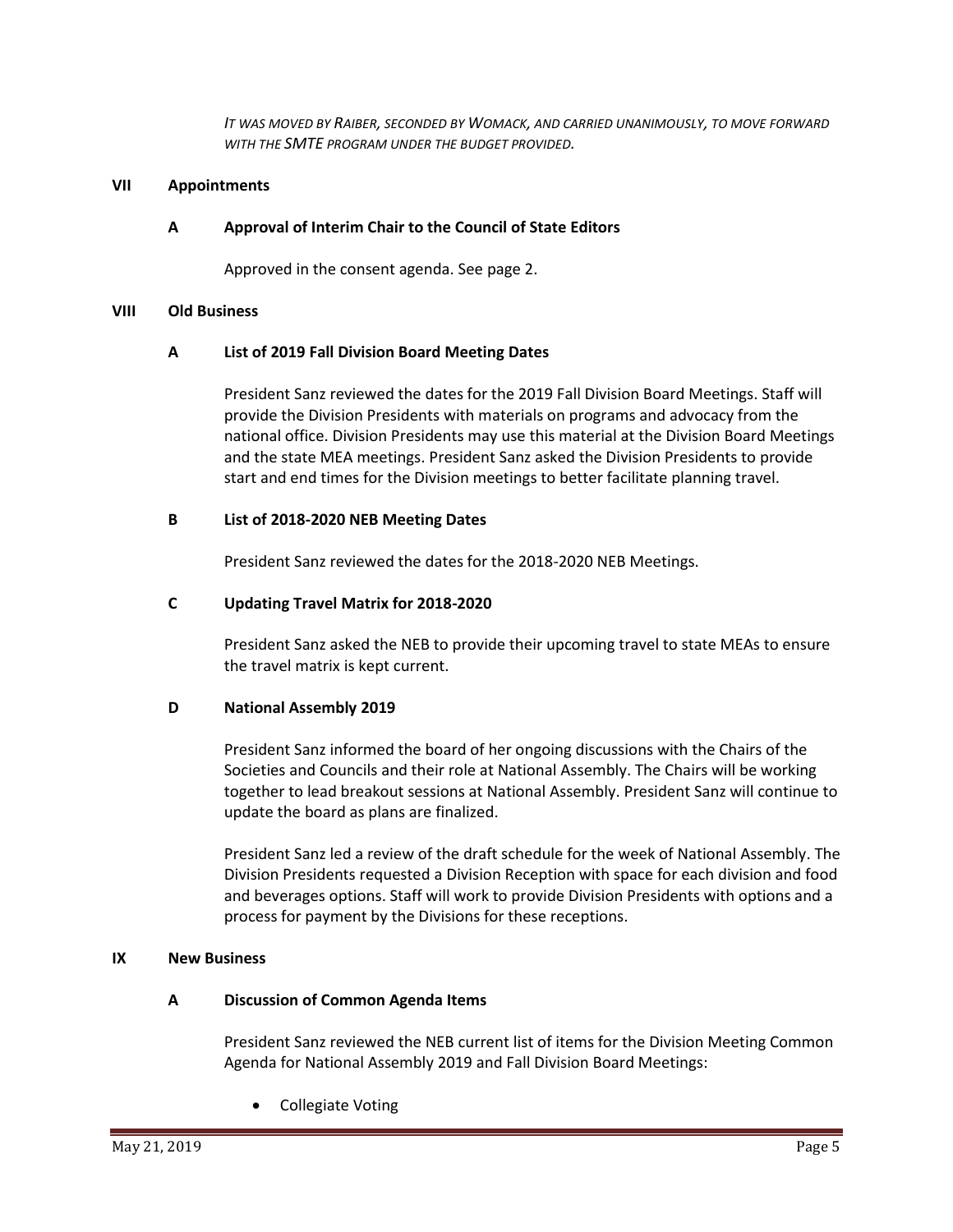*IT WAS MOVED BY RAIBER, SECONDED BY WOMACK, AND CARRIED UNANIMOUSLY, TO MOVE FORWARD WITH THE SMTE PROGRAM UNDER THE BUDGET PROVIDED.*

## VII Appointments

### A Approval of Interim Chair to the Council of State Editors

Approved in the consent agenda. See page 2.

## VIII Old Business

### A List of 2019 Fall Division Board Meeting Dates

President Sanz reviewed the dates for the 2019 Fall Division Board Meetings. Staff will provide the Division Presidents with materials on programs and advocacy from the national office. Division Presidents may use this material at the Division Board Meetings and the state MEA meetings. President Sanz asked the Division Presidents to provide start and end times for the Division meetings to better facilitate planning travel.

### B List of 2018-2020 NEB Meeting Dates

President Sanz reviewed the dates for the 2018-2020 NEB Meetings.

### C Updating Travel Matrix for 2018-2020

President Sanz asked the NEB to provide their upcoming travel to state MEAs to ensure the travel matrix is kept current.

### D National Assembly 2019

President Sanz informed the board of her ongoing discussions with the Chairs of the Societies and Councils and their role at National Assembly. The Chairs will be working together to lead breakout sessions at National Assembly. President Sanz will continue to update the board as plans are finalized.

President Sanz led a review of the draft schedule for the week of National Assembly. The Division Presidents requested a Division Reception with space for each division and food and beverages options. Staff will work to provide Division Presidents with options and a process for payment by the Divisions for these receptions.

## IX New Business

### A Discussion of Common Agenda Items

President Sanz reviewed the NEB current list of items for the Division Meeting Common Agenda for National Assembly 2019 and Fall Division Board Meetings:

- Collegiate Voting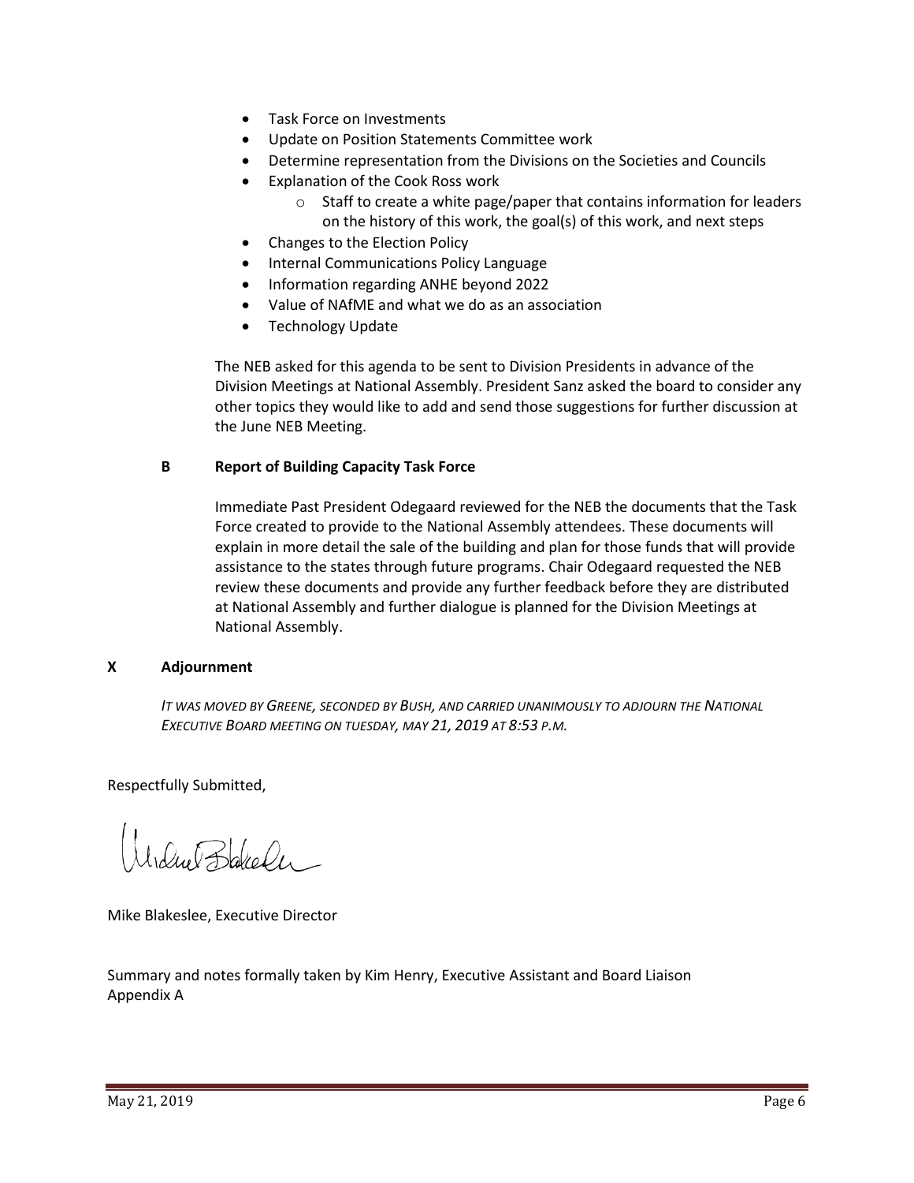- Task Force on Investments
- Update on Position Statements Committee work
- Determine representation from the Divisions on the Societies and Councils
- Explanation of the Cook Ross work
  - Staff to create a white page/paper that contains information for leaders on the history of this work, the goal(s) of this work, and next steps
- Changes to the Election Policy
- Internal Communications Policy Language
- Information regarding ANHE beyond 2022
- Value of NAfME and what we do as an association
- Technology Update

The NEB asked for this agenda to be sent to Division Presidents in advance of the Division Meetings at National Assembly. President Sanz asked the board to consider any other topics they would like to add and send those suggestions for further discussion at the June NEB Meeting.

**B Report of Building Capacity Task Force**

Immediate Past President Odegaard reviewed for the NEB the documents that the Task Force created to provide to the National Assembly attendees. These documents will explain in more detail the sale of the building and plan for those funds that will provide assistance to the states through future programs. Chair Odegaard requested the NEB review these documents and provide any further feedback before they are distributed at National Assembly and further dialogue is planned for the Division Meetings at National Assembly.

## X Adjournment

*IT WAS MOVED BY GREENE, SECONDED BY BUSH, AND CARRIED UNANIMOUSLY TO ADJOURN THE NATIONAL EXECUTIVE BOARD MEETING ON TUESDAY, MAY 21, 2019 AT 8:53 P.M.*

Respectfully Submitted,

Mike Blakeslee, Executive Director

Summary and notes formally taken by Kim Henry, Executive Assistant and Board Liaison
Appendix A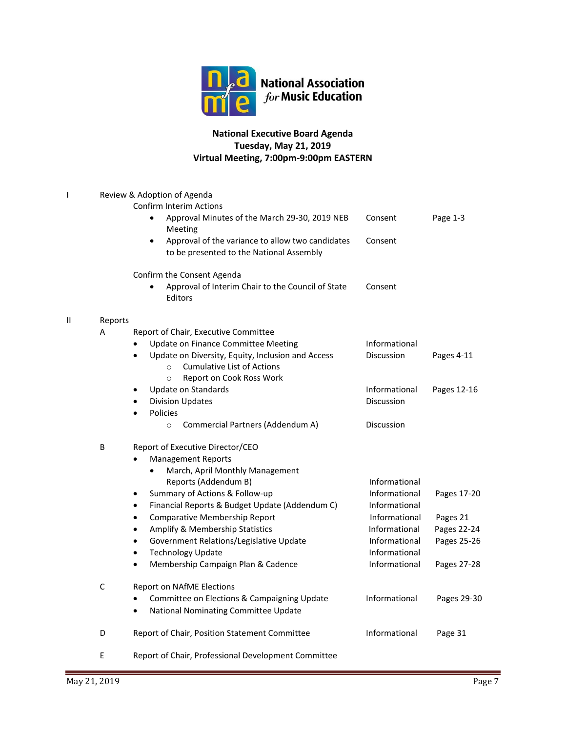**National Association for Music Education**

# National Executive Board Agenda

**Tuesday, May 21, 2019**
**Virtual Meeting, 7:00pm-9:00pm EASTERN**

| | | | | |
|---|---|---|---|---|
| I | Review & Adoption of Agenda | | | |
| | | Confirm Interim Actions | | |
| | | • Approval Minutes of the March 29-30, 2019 NEB Meeting | Consent | Page 1-3 |
| | | • Approval of the variance to allow two candidates to be presented to the National Assembly | Consent | |
| | | Confirm the Consent Agenda | | |
| | | • Approval of Interim Chair to the Council of State Editors | Consent | |
| II | Reports | | | |
| | A | Report of Chair, Executive Committee | | |
| | | • Update on Finance Committee Meeting | Informational | |
| | | • Update on Diversity, Equity, Inclusion and Access | Discussion | Pages 4-11 |
| | | ○ Cumulative List of Actions | | |
| | | ○ Report on Cook Ross Work | | |
| | | • Update on Standards | Informational | Pages 12-16 |
| | | • Division Updates | Discussion | |
| | | • Policies | | |
| | | ○ Commercial Partners (Addendum A) | Discussion | |
| | B | Report of Executive Director/CEO | | |
| | | • Management Reports | | |
| | | • March, April Monthly Management Reports (Addendum B) | Informational | |
| | | • Summary of Actions & Follow-up | Informational | Pages 17-20 |
| | | • Financial Reports & Budget Update (Addendum C) | Informational | |
| | | • Comparative Membership Report | Informational | Pages 21 |
| | | • Amplify & Membership Statistics | Informational | Pages 22-24 |
| | | • Government Relations/Legislative Update | Informational | Pages 25-26 |
| | | • Technology Update | Informational | |
| | | • Membership Campaign Plan & Cadence | Informational | Pages 27-28 |
| | C | Report on NAfME Elections | | |
| | | • Committee on Elections & Campaigning Update | Informational | Pages 29-30 |
| | | • National Nominating Committee Update | | |
| | D | Report of Chair, Position Statement Committee | Informational | Page 31 |
| | E | Report of Chair, Professional Development Committee | | |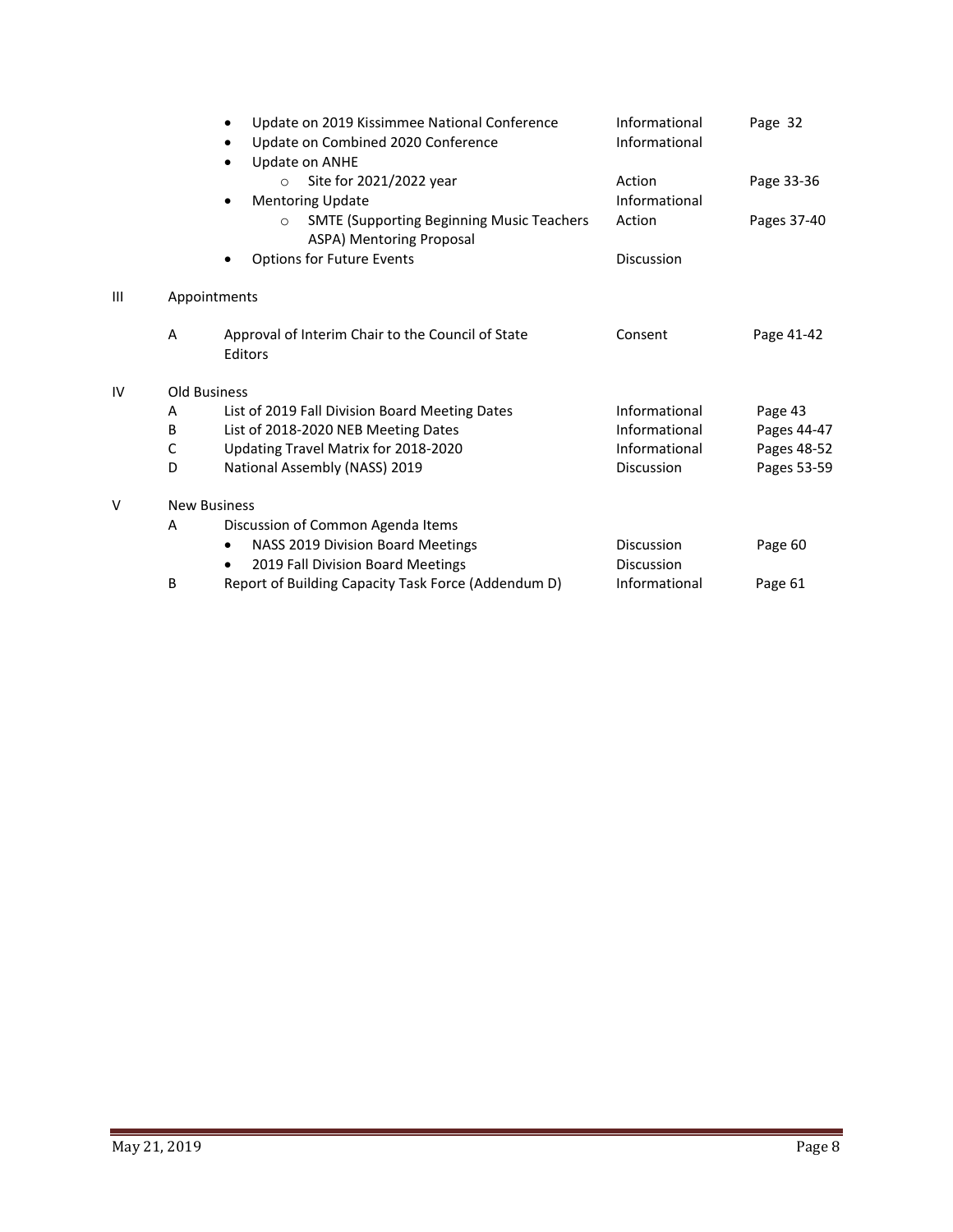| | | | | |
|---|---|---|---|---|
| | | • Update on 2019 Kissimmee National Conference | Informational | Page 32 |
| | | • Update on Combined 2020 Conference | Informational | |
| | | • Update on ANHE | | |
| | | ○ Site for 2021/2022 year | Action | Page 33-36 |
| | | • Mentoring Update | Informational | |
| | | ○ SMTE (Supporting Beginning Music Teachers ASPA) Mentoring Proposal | Action | Pages 37-40 |
| | | • Options for Future Events | Discussion | |
| III | Appointments | | | |
| | A | Approval of Interim Chair to the Council of State Editors | Consent | Page 41-42 |
| IV | Old Business | | | |
| | A | List of 2019 Fall Division Board Meeting Dates | Informational | Page 43 |
| | B | List of 2018-2020 NEB Meeting Dates | Informational | Pages 44-47 |
| | C | Updating Travel Matrix for 2018-2020 | Informational | Pages 48-52 |
| | D | National Assembly (NASS) 2019 | Discussion | Pages 53-59 |
| V | New Business | | | |
| | A | Discussion of Common Agenda Items | | |
| | | • NASS 2019 Division Board Meetings | Discussion | Page 60 |
| | | • 2019 Fall Division Board Meetings | Discussion | |
| | B | Report of Building Capacity Task Force (Addendum D) | Informational | Page 61 |